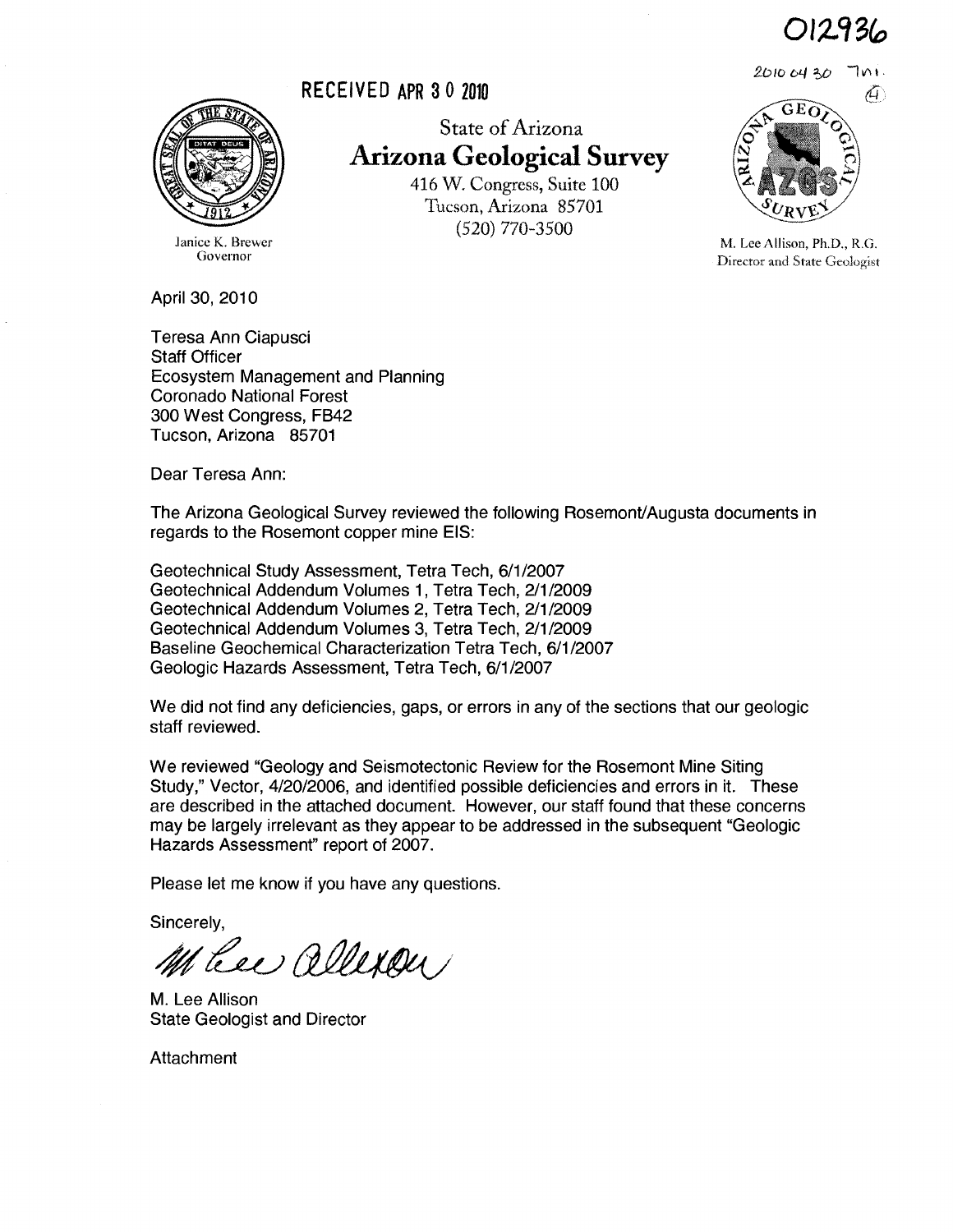012936

2010 04 30 7m1.

(4)

RECEIVED APR 3 0 2010

State of Arizona

# Arizona Geological Survey

416 W. Congress, Suite 100
Tucson, Arizona 85701
(520) 770-3500

Janice K. Brewer
Governor

M. Lee Allison, Ph.D., R.G.
Director and State Geologist

April 30, 2010

Teresa Ann Ciapusci
Staff Officer
Ecosystem Management and Planning
Coronado National Forest
300 West Congress, FB42
Tucson, Arizona 85701

Dear Teresa Ann:

The Arizona Geological Survey reviewed the following Rosemont/Augusta documents in regards to the Rosemont copper mine EIS:

Geotechnical Study Assessment, Tetra Tech, 6/1/2007
Geotechnical Addendum Volumes 1, Tetra Tech, 2/1/2009
Geotechnical Addendum Volumes 2, Tetra Tech, 2/1/2009
Geotechnical Addendum Volumes 3, Tetra Tech, 2/1/2009
Baseline Geochemical Characterization Tetra Tech, 6/1/2007
Geologic Hazards Assessment, Tetra Tech, 6/1/2007

We did not find any deficiencies, gaps, or errors in any of the sections that our geologic staff reviewed.

We reviewed "Geology and Seismotectonic Review for the Rosemont Mine Siting Study," Vector, 4/20/2006, and identified possible deficiencies and errors in it. These are described in the attached document. However, our staff found that these concerns may be largely irrelevant as they appear to be addressed in the subsequent "Geologic Hazards Assessment" report of 2007.

Please let me know if you have any questions.

Sincerely,

M Lee Allison

M. Lee Allison
State Geologist and Director

Attachment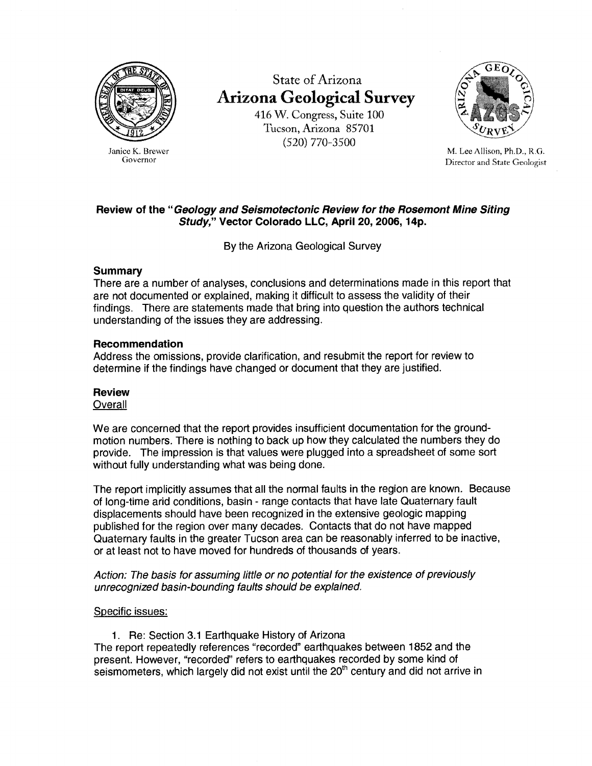State of Arizona

**Arizona Geological Survey**

416 W. Congress, Suite 100
Tucson, Arizona 85701
(520) 770-3500

Janice K. Brewer
Governor

M. Lee Allison, Ph.D., R.G.
Director and State Geologist

### Review of the "*Geology and Seismotectonic Review for the Rosemont Mine Siting Study*," Vector Colorado LLC, April 20, 2006, 14p.

By the Arizona Geological Survey

### Summary

There are a number of analyses, conclusions and determinations made in this report that are not documented or explained, making it difficult to assess the validity of their findings. There are statements made that bring into question the authors technical understanding of the issues they are addressing.

### Recommendation

Address the omissions, provide clarification, and resubmit the report for review to determine if the findings have changed or document that they are justified.

### Review

Overall

We are concerned that the report provides insufficient documentation for the ground-motion numbers. There is nothing to back up how they calculated the numbers they do provide. The impression is that values were plugged into a spreadsheet of some sort without fully understanding what was being done.

The report implicitly assumes that all the normal faults in the region are known. Because of long-time arid conditions, basin - range contacts that have late Quaternary fault displacements should have been recognized in the extensive geologic mapping published for the region over many decades. Contacts that do not have mapped Quaternary faults in the greater Tucson area can be reasonably inferred to be inactive, or at least not to have moved for hundreds of thousands of years.

*Action: The basis for assuming little or no potential for the existence of previously unrecognized basin-bounding faults should be explained.*

Specific issues:

1. Re: Section 3.1 Earthquake History of Arizona

The report repeatedly references "recorded" earthquakes between 1852 and the present. However, "recorded" refers to earthquakes recorded by some kind of seismometers, which largely did not exist until the 20th century and did not arrive in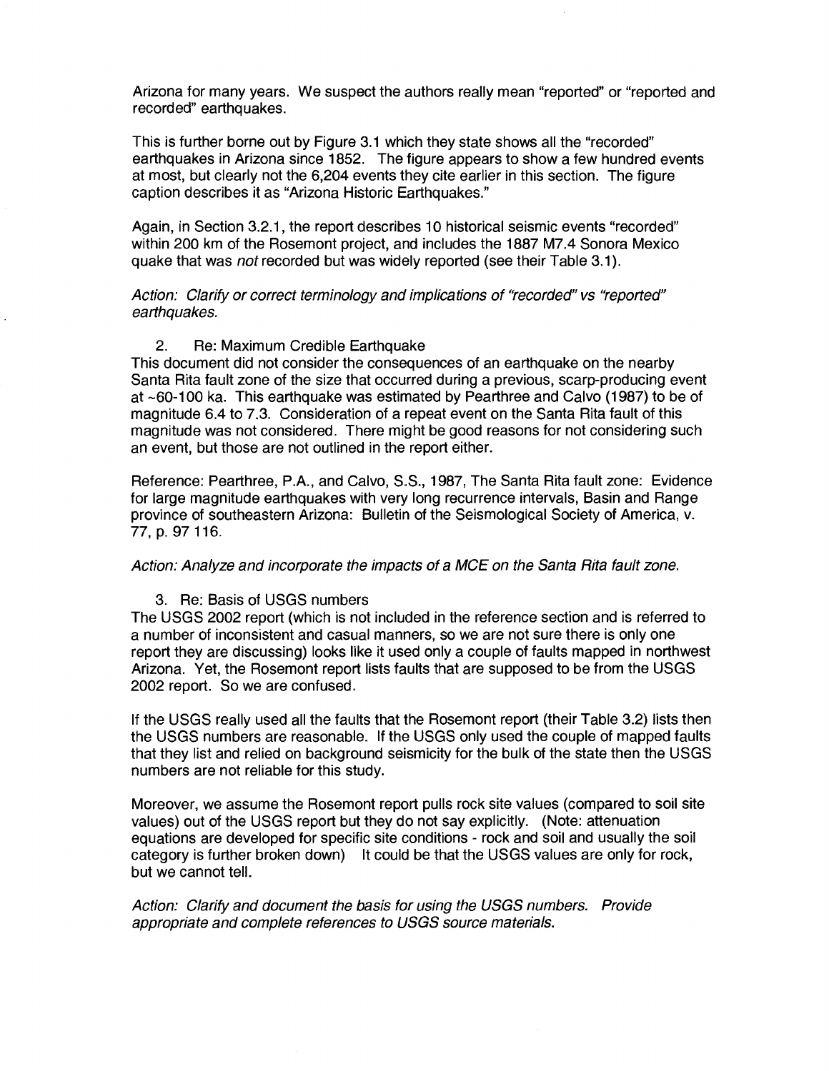Arizona for many years. We suspect the authors really mean "reported" or "reported and recorded" earthquakes.

This is further borne out by Figure 3.1 which they state shows all the "recorded" earthquakes in Arizona since 1852. The figure appears to show a few hundred events at most, but clearly not the 6,204 events they cite earlier in this section. The figure caption describes it as "Arizona Historic Earthquakes."

Again, in Section 3.2.1, the report describes 10 historical seismic events "recorded" within 200 km of the Rosemont project, and includes the 1887 M7.4 Sonora Mexico quake that was *not* recorded but was widely reported (see their Table 3.1).

*Action: Clarify or correct terminology and implications of "recorded" vs "reported" earthquakes.*

2. Re: Maximum Credible Earthquake

This document did not consider the consequences of an earthquake on the nearby Santa Rita fault zone of the size that occurred during a previous, scarp-producing event at ~60-100 ka. This earthquake was estimated by Pearthree and Calvo (1987) to be of magnitude 6.4 to 7.3. Consideration of a repeat event on the Santa Rita fault of this magnitude was not considered. There might be good reasons for not considering such an event, but those are not outlined in the report either.

Reference: Pearthree, P.A., and Calvo, S.S., 1987, The Santa Rita fault zone: Evidence for large magnitude earthquakes with very long recurrence intervals, Basin and Range province of southeastern Arizona: Bulletin of the Seismological Society of America, v. 77, p. 97 116.

*Action: Analyze and incorporate the impacts of a MCE on the Santa Rita fault zone.*

3. Re: Basis of USGS numbers

The USGS 2002 report (which is not included in the reference section and is referred to a number of inconsistent and casual manners, so we are not sure there is only one report they are discussing) looks like it used only a couple of faults mapped in northwest Arizona. Yet, the Rosemont report lists faults that are supposed to be from the USGS 2002 report. So we are confused.

If the USGS really used all the faults that the Rosemont report (their Table 3.2) lists then the USGS numbers are reasonable. If the USGS only used the couple of mapped faults that they list and relied on background seismicity for the bulk of the state then the USGS numbers are not reliable for this study.

Moreover, we assume the Rosemont report pulls rock site values (compared to soil site values) out of the USGS report but they do not say explicitly. (Note: attenuation equations are developed for specific site conditions - rock and soil and usually the soil category is further broken down) It could be that the USGS values are only for rock, but we cannot tell.

*Action: Clarify and document the basis for using the USGS numbers. Provide appropriate and complete references to USGS source materials.*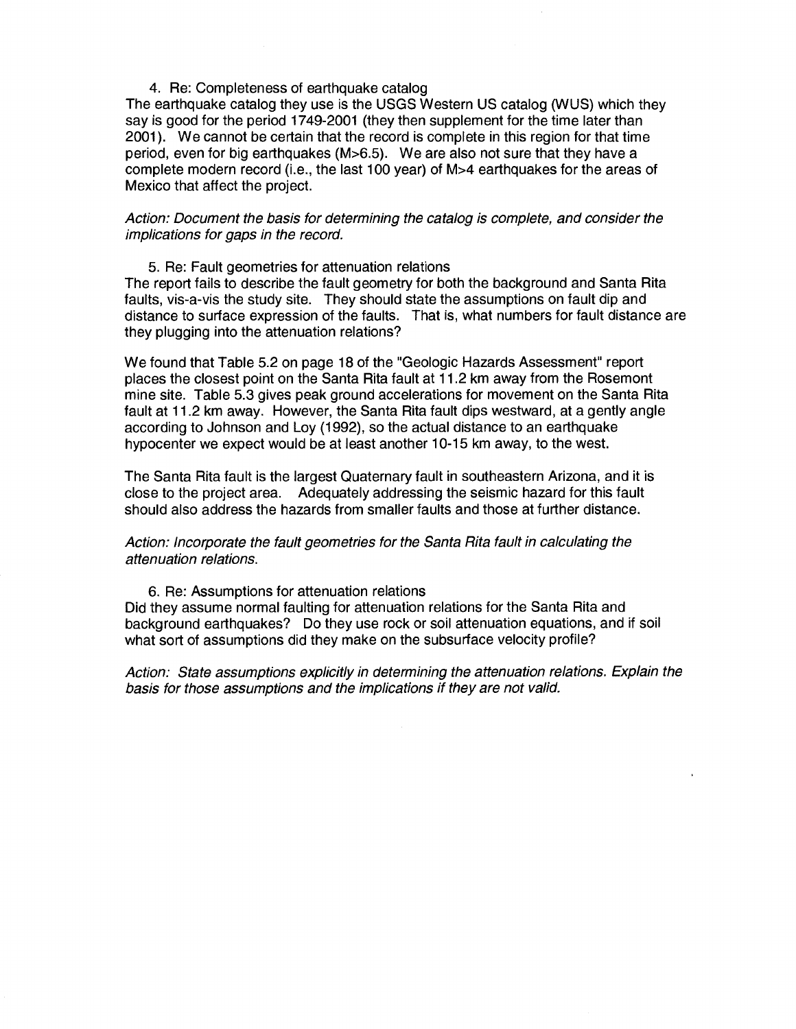4. Re: Completeness of earthquake catalog

The earthquake catalog they use is the USGS Western US catalog (WUS) which they say is good for the period 1749-2001 (they then supplement for the time later than 2001). We cannot be certain that the record is complete in this region for that time period, even for big earthquakes (M>6.5). We are also not sure that they have a complete modern record (i.e., the last 100 year) of M>4 earthquakes for the areas of Mexico that affect the project.

*Action: Document the basis for determining the catalog is complete, and consider the implications for gaps in the record.*

5. Re: Fault geometries for attenuation relations

The report fails to describe the fault geometry for both the background and Santa Rita faults, vis-a-vis the study site. They should state the assumptions on fault dip and distance to surface expression of the faults. That is, what numbers for fault distance are they plugging into the attenuation relations?

We found that Table 5.2 on page 18 of the "Geologic Hazards Assessment" report places the closest point on the Santa Rita fault at 11.2 km away from the Rosemont mine site. Table 5.3 gives peak ground accelerations for movement on the Santa Rita fault at 11.2 km away. However, the Santa Rita fault dips westward, at a gently angle according to Johnson and Loy (1992), so the actual distance to an earthquake hypocenter we expect would be at least another 10-15 km away, to the west.

The Santa Rita fault is the largest Quaternary fault in southeastern Arizona, and it is close to the project area. Adequately addressing the seismic hazard for this fault should also address the hazards from smaller faults and those at further distance.

*Action: Incorporate the fault geometries for the Santa Rita fault in calculating the attenuation relations.*

6. Re: Assumptions for attenuation relations

Did they assume normal faulting for attenuation relations for the Santa Rita and background earthquakes? Do they use rock or soil attenuation equations, and if soil what sort of assumptions did they make on the subsurface velocity profile?

*Action: State assumptions explicitly in determining the attenuation relations. Explain the basis for those assumptions and the implications if they are not valid.*